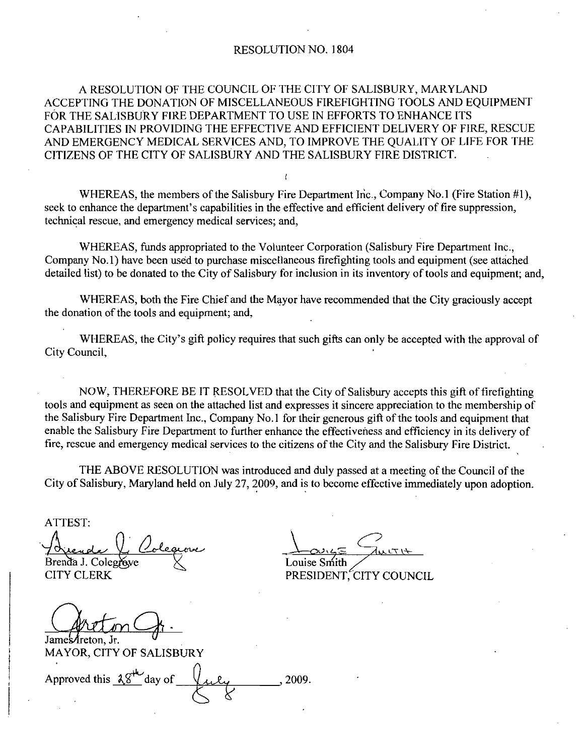# RESOLUTION NO. 1804

A RESOLUTION OF THE COUNCIL OF THE CITY OF SALISBURY, MARYLAND ACCEPTING THE DONATION OF MISCELLANEOUS FIREFIGHTING TOOLS AND EQUIPMENT FOR THE SALISBURY FIRE DEPARTMENT TO USE IN EFFORTS TO ENHANCE ITS CAPABILITIES IN PROVIDING THE EFFECTIVE AND EFFICIENT DELIVERY OF FIRE, RESCUE AND EMERGENCY MEDICAL SERVICES AND, TO IMPROVE THE QUALITY OF LIFE FOR THE CITIZENS OF THE CITY OF SALISBURY AND THE SALISBURY FIRE DISTRICT.

WHEREAS, the members of the Salisbury Fire Department Inc., Company No.1 (Fire Station #1), seek to enhance the department's capabilities in the effective and efficient delivery of fire suppression, technical rescue, and emergency medical services; and,

WHEREAS, funds appropriated to the Volunteer Corporation (Salisbury Fire Department Inc., Company No.1) have been used to purchase miscellaneous firefighting tools and equipment (see attached detailed list) to be donated to the City of Salisbury for inclusion in its inventory of tools and equipment; and,

WHEREAS, both the Fire Chief and the Mayor have recommended that the City graciously accept the donation of the tools and equipment; and,

WHEREAS, the City's gift policy requires that such gifts can only be accepted with the approval of City Council,

NOW, THEREFORE BE IT RESOLVED that the City of Salisbury accepts this gift of firefighting tools and equipment as seen on the attached list and expresses it sincere appreciation to the membership of the Salisbury Fire Department Inc., Company No.1 for their generous gift of the tools and equipment that enable the Salisbury Fire Department to further enhance the effectiveness and efficiency in its delivery of fire, rescue and emergency medical services to the citizens of the City and the Salisbury Fire District.

THE ABOVE RESOLUTION was introduced and duly passed at a meeting of the Council of the City of Salisbury, Maryland held on July 27, 2009, and is to become effective immediately upon adoption.

ATTEST:

Brenda J. Colegrove
CITY CLERK

Louise Smith
PRESIDENT, CITY COUNCIL

James Ireton, Jr.
MAYOR, CITY OF SALISBURY

Approved this 28th day of July, 2009.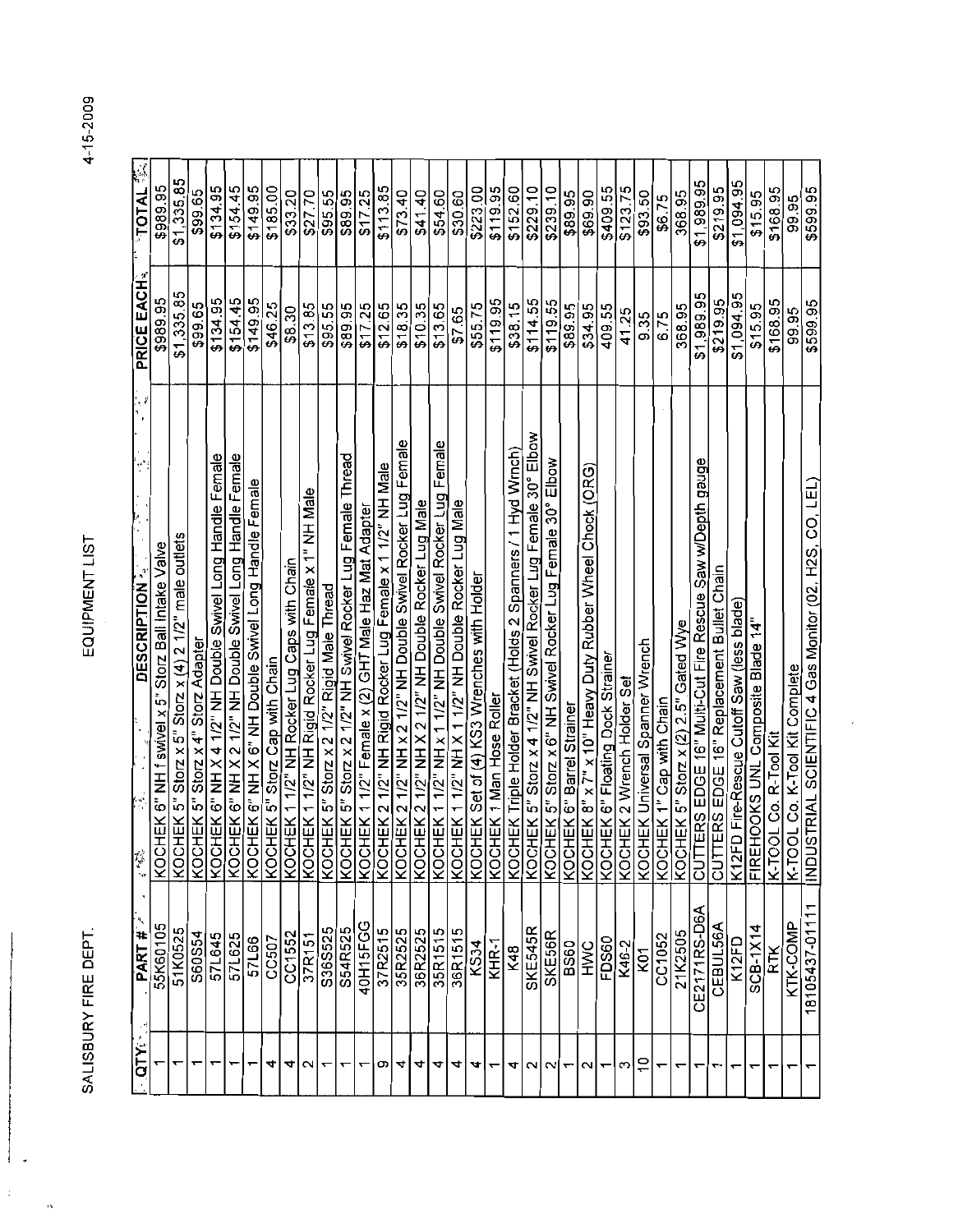SALISBURY FIRE DEPT. EQUIPMENT LIST 4-15-2009

| QTY | PART # | DESCRIPTION | PRICE EACH | TOTAL |
|---|---|---|---|---|
| 1 | 55K60105 | KOCHEK 6" NH f swivel x 5" Storz Ball Intake Valve | $989.95 | $989.95 |
| 1 | 51K0525 | KOCHEK 5" Storz x 5" Storz x (4) 2 1/2" male outlets | $1,335.85 | $1,335.85 |
| 1 | S60S54 | KOCHEK 5" Storz x 4" Storz Adapter | $99.65 | $99.65 |
| 1 | 57L645 | KOCHEK 6" NH X 4 1/2" NH Double Swivel Long Handle Female | $134.95 | $134.95 |
| 1 | 57L625 | KOCHEK 6" NH X 2 1/2" NH Double Swivel Long Handle Female | $154.45 | $154.45 |
| 1 | 57L66 | KOCHEK 6" NH X 6" NH Double Swivel Long Handle Female | $149.95 | $149.95 |
| 4 | CC507 | KOCHEK 5" Storz Cap with Chain | $46.25 | $185.00 |
| 4 | CC1552 | KOCHEK 1 1/2" NH Rocker Lug Caps with Chain | $8.30 | $33.20 |
| 2 | 37R151 | KOCHEK 1 1/2" NH Rigid Rocker Lug Female x 1" NH Male | $13.85 | $27.70 |
| 1 | S36S525 | KOCHEK 5" Storz x 2 1/2" Rigid Male Thread | $95.55 | $95.55 |
| 1 | S54R525 | KOCHEK 5" Storz x 2 1/2" NH Swivel Rocker Lug Female Thread | $89.95 | $89.95 |
| 1 | 40H15FGG | KOCHEK 1 1/2" Female x (2) GHT Male Haz Mat Adapter | $17.25 | $17.25 |
| 9 | 37R2515 | KOCHEK 2 1/2" NH Rigid Rocker Lug Female x 1 1/2" NH Male | $12.65 | $113.85 |
| 4 | 35R2525 | KOCHEK 2 1/2" NH x 2 1/2" NH Double Swivel Rocker Lug Female | $18.35 | $73.40 |
| 4 | 36R2525 | KOCHEK 2 1/2" NH X 2 1/2" NH Double Rocker Lug Male | $10.35 | $41.40 |
| 4 | 35R1515 | KOCHEK 1 1/2" NH x 1 1/2" NH Double Swivel Rocker Lug Female | $13.65 | $54.60 |
| 4 | 36R1515 | KOCHEK 1 1/2" NH X 1 1/2" NH Double Rocker Lug Male | $7.65 | $30.60 |
| 4 | KS34 | KOCHEK Set of (4) KS3 Wrenches with Holder | $55.75 | $223.00 |
| 1 | KHR-1 | KOCHEK 1 Man Hose Roller | $119.95 | $119.95 |
| 4 | K48 | KOCHEK Triple Holder Bracket (Holds 2 Spanners / 1 Hyd Wrnch) | $38.15 | $152.60 |
| 2 | SKE545R | KOCHEK 5" Storz x 4 1/2" NH Swivel Rocker Lug Female 30° Elbow | $114.55 | $229.10 |
| 2 | SKE56R | KOCHEK 5" Storz x 6" NH Swivel Rocker Lug Female 30° Elbow | $119.55 | $239.10 |
| 1 | BS60 | KOCHEK 6" Barrel Strainer | $89.95 | $89.95 |
| 2 | HWC | KOCHEK 8" x 7" x 10" Heavy Duty Rubber Wheel Chock (ORG) | $34.95 | $69.90 |
| 1 | FDS60 | KOCHEK 6" Floating Dock Strainer | 409.55 | $409.55 |
| 3 | K46-2 | KOCHEK 2 Wrench Holder Set | 41.25 | $123.75 |
| 10 | K01 | KOCHEK Universal Spanner Wrench | 9.35 | $93.50 |
| 1 | CC1052 | KOCHEK 1" Cap with Chain | 6.75 | $6.75 |
| 1 | 21K2505 | KOCHEK 5" Storz x (2) 2.5" Gated Wye | 368.95 | 368.95 |
| 1 | CE2171RS-D6A | CUTTERS EDGE 16" Multi-Cut Fire Rescue Saw w/Depth gauge | $1,989.95 | $1,989.95 |
| 1 | CEBUL56A | CUTTERS EDGE 16" Replacement Bullet Chain | $219.95 | $219.95 |
| 1 | K12FD | K12FD Fire-Rescue Cutoff Saw (less blade) | $1,094.95 | $1,094.95 |
| 1 | SCB-1X14 | FIREHOOKS UNL Composite Blade 14" | $15.95 | $15.95 |
| 1 | RTK | K-TOOL Co. R-Tool Kit | $168.95 | $168.95 |
| 1 | KTK-COMP | K-TOOL Co. K-Tool Kit Complete | 99.95 | 99.95 |
| 1 | 18105437-01111 | INDUSTRIAL SCIENTIFIC 4 Gas Monitor (O2, H2S, CO, LEL) | $599.95 | $599.95 |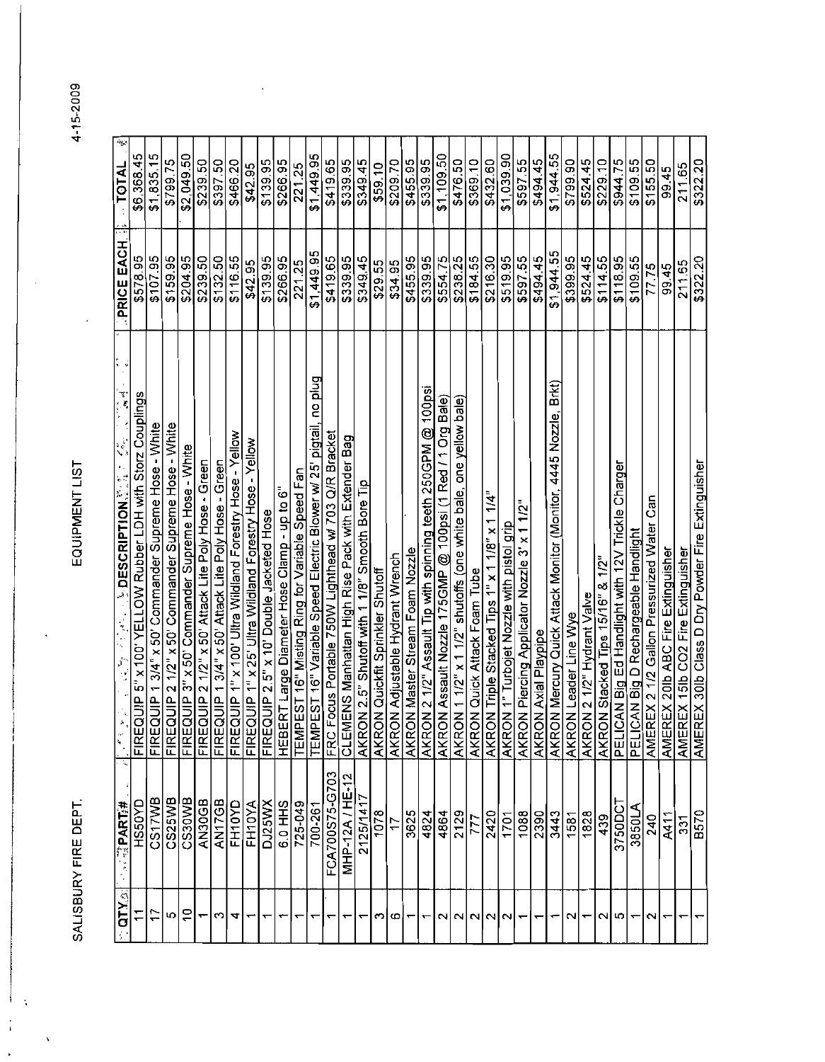SALISBURY FIRE DEPT. EQUIPMENT LIST 4-15-2009

| QTY | PART # | DESCRIPTION | PRICE EACH | TOTAL |
|---|---|---|---|---|
| 11 | HS50YD | FIREQUIP 5" x 100' YELLOW Rubber LDH with Storz Couplings | $578.95 | $6,368.45 |
| 17 | CS17WB | FIREQUIP 1 3/4" x 50' Commander Supreme Hose - White | $107.95 | $1,835.15 |
| 5 | CS25WB | FIREQUIP 2 1/2" x 50' Commander Supreme Hose - White | $159.95 | $799.75 |
| 10 | CS30WB | FIREQUIP 3" x 50' Commander Supreme Hose - White | $204.95 | $2,049.50 |
| 1 | AN30GB | FIREQUIP 2 1/2" x 50' Attack Lite Poly Hose - Green | $239.50 | $239.50 |
| 3 | AN17GB | FIREQUIP 1 3/4" x 50' Attack Lite Poly Hose - Green | $132.50 | $397.50 |
| 4 | FH10YD | FIREQUIP 1" x 100' Ultra Wildland Forestry Hose - Yellow | $116.55 | $466.20 |
| 1 | FH10YA | FIREQUIP 1" x 25' Ultra Wildland Forestry Hose - Yellow | $42.95 | $42.95 |
| 1 | DJ25WX | FIREQUIP 2.5" x 10' Double Jacketed Hose | $139.95 | $139.95 |
| 1 | 6.0 HHS | HEBERT Large Diameter Hose Clamp - up to 6" | $266.95 | $266.95 |
| 1 | 725-049 | TEMPEST 16" Misting Ring for Variable Speed Fan | 221.25 | 221.25 |
| 1 | 700-261 | TEMPEST 16" Variable Speed Electric Blower w/ 25' pigtail, no plug | $1,449.95 | $1,449.95 |
| 1 | FCA700S75-G703 | FRC Focus Portable 750W Lighthead w/ 703 Q/R Bracket | $419.65 | $419.65 |
| 1 | MHP-12A / HE-12 | CLEMENS Manhattan High Rise Pack with Extender Bag | $339.95 | $339.95 |
| 1 | 2125/1417 | AKRON 2.5" Shutoff with 1 1/8" Smooth Bore Tip | $349.45 | $349.45 |
| 3 | 1078 | AKRON Quickfit Sprinkler Shutoff | $29.55 | $59.10 |
| 6 | 17 | AKRON Adjustable Hydrant Wrench | $34.95 | $209.70 |
| 1 | 3625 | AKRON Master Stream Foam Nozzle | $455.95 | $455.95 |
| 1 | 4824 | AKRON 2 1/2" Assault Tip with spinning teeth 250GPM @ 100psi | $339.95 | $339.95 |
| 2 | 4864 | AKRON Assault Nozzle 175GMP @ 100psi (1 Red / 1 Org Bale) | $554.75 | $1,109.50 |
| 2 | 2129 | AKRON 1 1/2" x 1 1/2" shutoffs (one white bale, one yellow bale) | $238.25 | $476.50 |
| 2 | 777 | AKRON Quick Attack Foam Tube | $184.55 | $369.10 |
| 2 | 2420 | AKRON Triple Stacked Tips 1" x 1 1/8" x 1 1/4" | $216.30 | $432.60 |
| 2 | 1701 | AKRON 1" Turbojet Nozzle with pistol grip | $519.95 | $1,039.90 |
| 1 | 1088 | AKRON Piercing Applicator Nozzle 3' x 1 1/2" | $597.55 | $597.55 |
| 1 | 2390 | AKRON Axial Playpipe | $494.45 | $494.45 |
| 1 | 3443 | AKRON Mercury Quick Attack Monitor (Monitor, 4445 Nozzle, Brkt) | $1,944.55 | $1,944.55 |
| 2 | 1581 | AKRON Leader Line Wye | $399.95 | $799.90 |
| 1 | 1828 | AKRON 2 1/2" Hydrant Valve | $524.45 | $524.45 |
| 2 | 439 | AKRON Stacked Tips 15/16" & 1/2" | $114.55 | $229.10 |
| 5 | 3750DCT | PELICAN Big Ed Handlight with 12V Trickle Charger | $118.95 | $594.75 |
| 1 | 3850LA | PELICAN Big D Rechargeable Handlight | $109.55 | $109.55 |
| 2 | 240 | AMEREX 2 1/2 Gallon Pressurized Water Can | 77.75 | $155.50 |
| 1 | A411 | AMEREX 20lb ABC Fire Extinguisher | 99.45 | 99.45 |
| 1 | 331 | AMEREX 15lb CO2 Fire Extinguisher | 211.65 | 211.65 |
| 1 | B570 | AMEREX 30lb Class D Dry Powder Fire Extinguisher | $322.20 | $322.20 |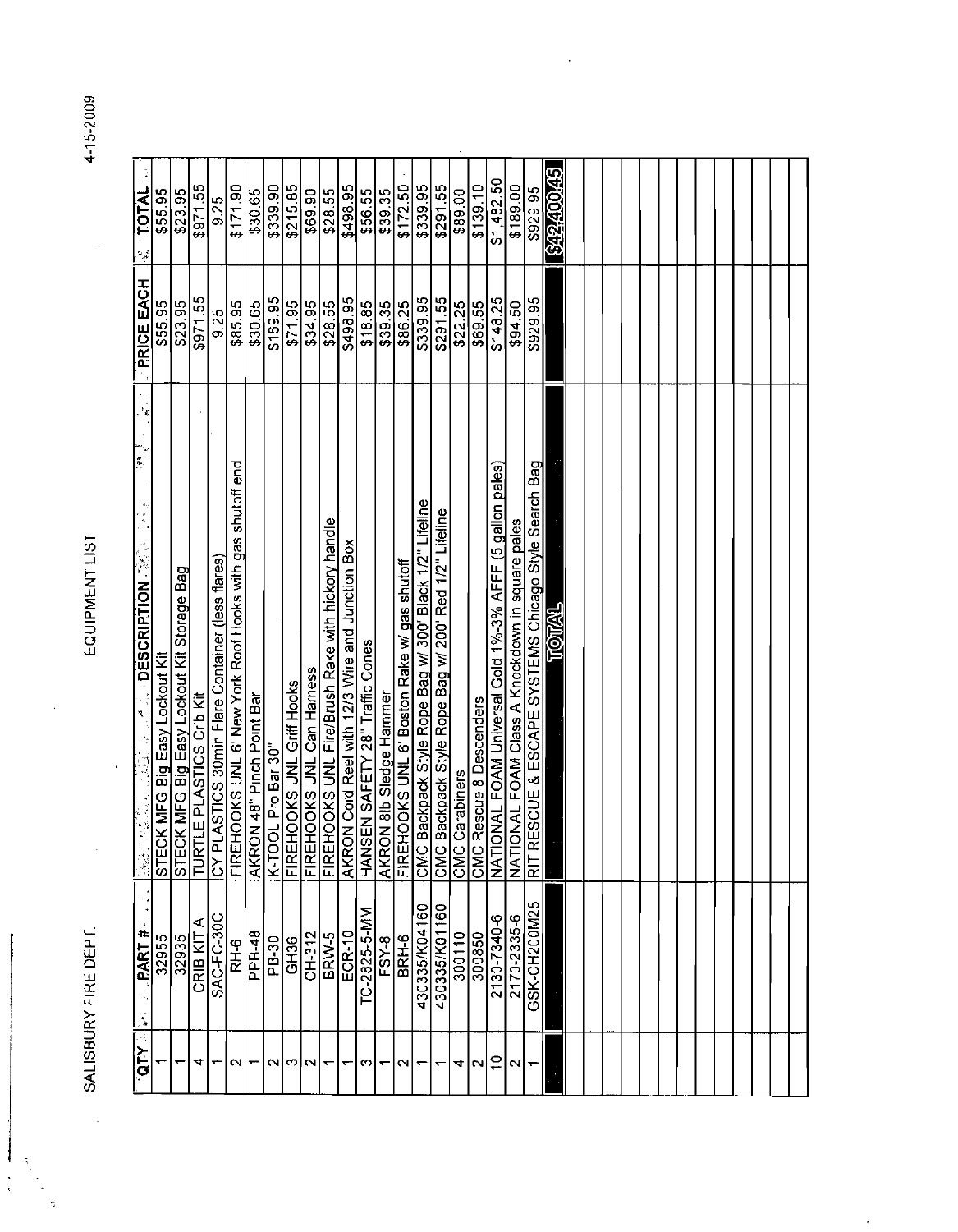SALISBURY FIRE DEPT. EQUIPMENT LIST 4-15-2009

| QTY | PART # | DESCRIPTION | PRICE EACH | TOTAL |
|---|---|---|---|---|
| 1 | 32955 | STECK MFG Big Easy Lockout Kit | $55.95 | $55.95 |
| 1 | 32935 | STECK MFG Big Easy Lockout Kit Storage Bag | $23.95 | $23.95 |
| 4 | CRIB KIT A | TURTLE PLASTICS Crib Kit | $971.55 | $971.55 |
| 1 | SAC-FC-30C | CY PLASTICS 30min Flare Container (less flares) | 9.25 | 9.25 |
| 2 | RH-6 | FIREHOOKS UNL 6' New York Roof Hooks with gas shutoff end | $85.95 | $171.90 |
| 1 | PPB-48 | AKRON 48" Pinch Point Bar | $30.65 | $30.65 |
| 2 | PB-30 | K-TOOL Pro Bar 30" | $169.95 | $339.90 |
| 3 | GH36 | FIREHOOKS UNL Griff Hooks | $71.95 | $215.85 |
| 2 | CH-312 | FIREHOOKS UNL Can Harness | $34.95 | $69.90 |
| 1 | BRW-5 | FIREHOOKS UNL Fire/Brush Rake with hickory handle | $28.55 | $28.55 |
| 1 | ECR-10 | AKRON Cord Reel with 12/3 Wire and Junction Box | $498.95 | $498.95 |
| 3 | TC-2825-5-MM | HANSEN SAFETY 28" Traffic Cones | $18.85 | $56.55 |
| 1 | FSY-8 | AKRON 8lb Sledge Hammer | $39.35 | $39.35 |
| 2 | BRH-6 | FIREHOOKS UNL 6' Boston Rake w/ gas shutoff | $86.25 | $172.50 |
| 1 | 430335/K04160 | CMC Backpack Style Rope Bag w/ 300' Black 1/2" Lifeline | $339.95 | $339.95 |
| 1 | 430335/K01160 | CMC Backpack Style Rope Bag w/ 200' Red 1/2" Lifeline | $291.55 | $291.55 |
| 4 | 300110 | CMC Carabiners | $22.25 | $89.00 |
| 2 | 300850 | CMC Rescue 8 Descenders | $69.55 | $139.10 |
| 10 | 2130-7340-6 | NATIONAL FOAM Universal Gold 1%-3% AFFF (5 gallon pales) | $148.25 | $1,482.50 |
| 2 | 2170-2335-6 | NATIONAL FOAM Class A Knockdown in square pales | $94.50 | $189.00 |
| 1 | GSK-CH200M25 | RIT RESCUE & ESCAPE SYSTEMS Chicago Style Search Bag | $929.95 | $929.95 |
| | | TOTAL | | $42,400.45 |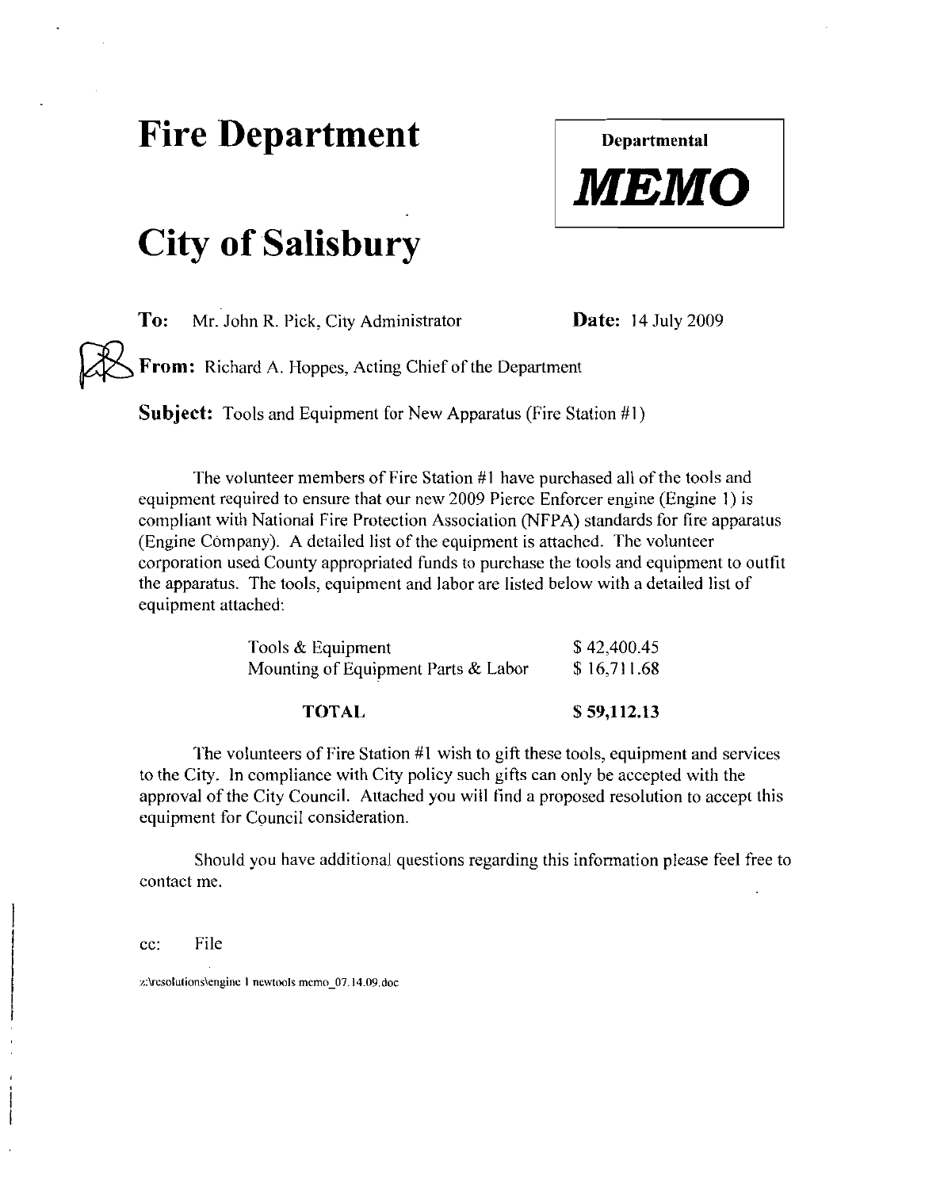# Fire Department

# City of Salisbury

**Departmental**

***MEMO***

**To:** Mr. John R. Pick, City Administrator **Date:** 14 July 2009

**From:** Richard A. Hoppes, Acting Chief of the Department

**Subject:** Tools and Equipment for New Apparatus (Fire Station #1)

The volunteer members of Fire Station #1 have purchased all of the tools and equipment required to ensure that our new 2009 Pierce Enforcer engine (Engine 1) is compliant with National Fire Protection Association (NFPA) standards for fire apparatus (Engine Company). A detailed list of the equipment is attached. The volunteer corporation used County appropriated funds to purchase the tools and equipment to outfit the apparatus. The tools, equipment and labor are listed below with a detailed list of equipment attached:

| | |
|---|---|
| Tools & Equipment | $ 42,400.45 |
| Mounting of Equipment Parts & Labor | $ 16,711.68 |
| **TOTAL** | **$ 59,112.13** |

The volunteers of Fire Station #1 wish to gift these tools, equipment and services to the City. In compliance with City policy such gifts can only be accepted with the approval of the City Council. Attached you will find a proposed resolution to accept this equipment for Council consideration.

Should you have additional questions regarding this information please feel free to contact me.

cc: File

z:\resolutions\engine 1 newtools memo_07.14.09.doc